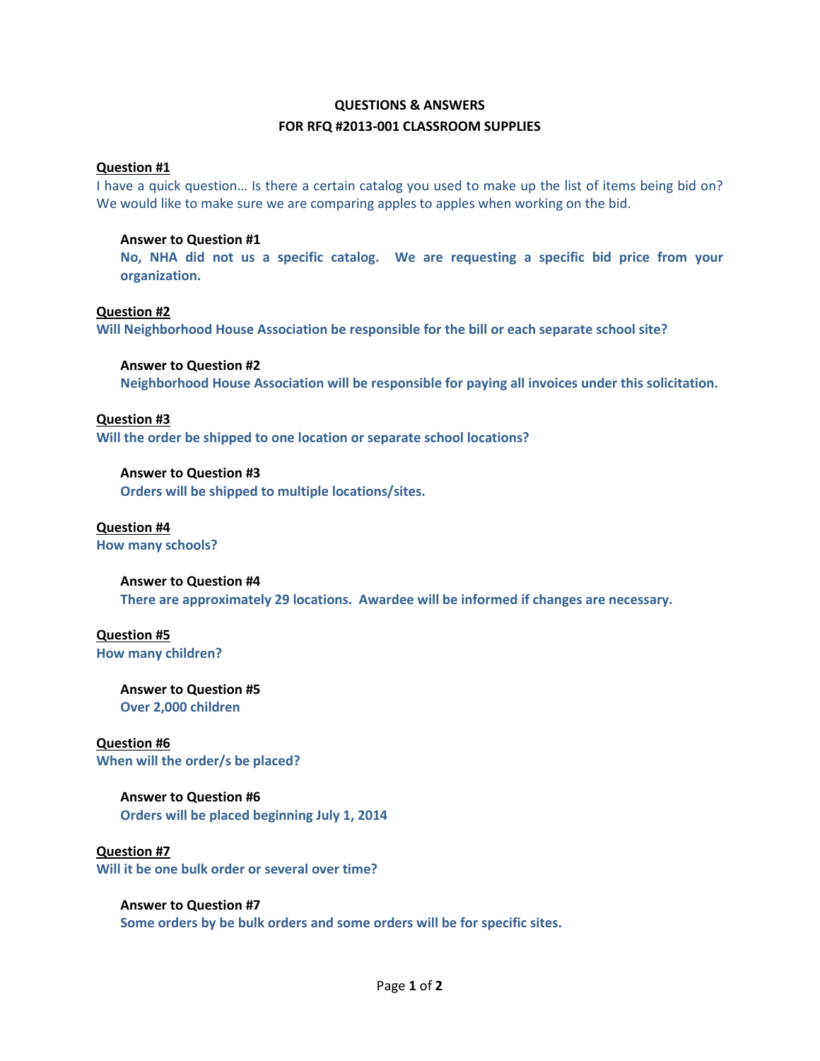**QUESTIONS & ANSWERS**
**FOR RFQ #2013-001 CLASSROOM SUPPLIES**

**Question #1**

I have a quick question… Is there a certain catalog you used to make up the list of items being bid on? We would like to make sure we are comparing apples to apples when working on the bid.

> **Answer to Question #1**
>
> **No, NHA did not us a specific catalog. We are requesting a specific bid price from your organization.**

**Question #2**

**Will Neighborhood House Association be responsible for the bill or each separate school site?**

> **Answer to Question #2**
>
> **Neighborhood House Association will be responsible for paying all invoices under this solicitation.**

**Question #3**

**Will the order be shipped to one location or separate school locations?**

> **Answer to Question #3**
>
> **Orders will be shipped to multiple locations/sites.**

**Question #4**

**How many schools?**

> **Answer to Question #4**
>
> **There are approximately 29 locations. Awardee will be informed if changes are necessary.**

**Question #5**

**How many children?**

> **Answer to Question #5**
>
> **Over 2,000 children**

**Question #6**

**When will the order/s be placed?**

> **Answer to Question #6**
>
> **Orders will be placed beginning July 1, 2014**

**Question #7**

**Will it be one bulk order or several over time?**

> **Answer to Question #7**
>
> **Some orders by be bulk orders and some orders will be for specific sites.**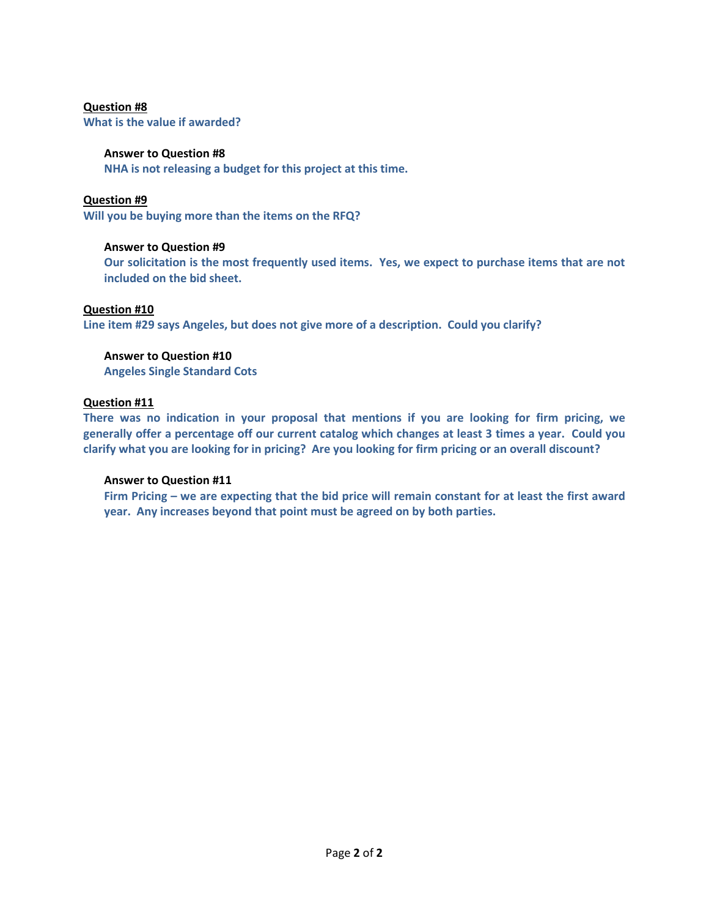**Question #8**

**What is the value if awarded?**

**Answer to Question #8**

**NHA is not releasing a budget for this project at this time.**

**Question #9**

**Will you be buying more than the items on the RFQ?**

**Answer to Question #9**

**Our solicitation is the most frequently used items. Yes, we expect to purchase items that are not included on the bid sheet.**

**Question #10**

**Line item #29 says Angeles, but does not give more of a description. Could you clarify?**

**Answer to Question #10**

**Angeles Single Standard Cots**

**Question #11**

**There was no indication in your proposal that mentions if you are looking for firm pricing, we generally offer a percentage off our current catalog which changes at least 3 times a year. Could you clarify what you are looking for in pricing? Are you looking for firm pricing or an overall discount?**

**Answer to Question #11**

**Firm Pricing – we are expecting that the bid price will remain constant for at least the first award year. Any increases beyond that point must be agreed on by both parties.**